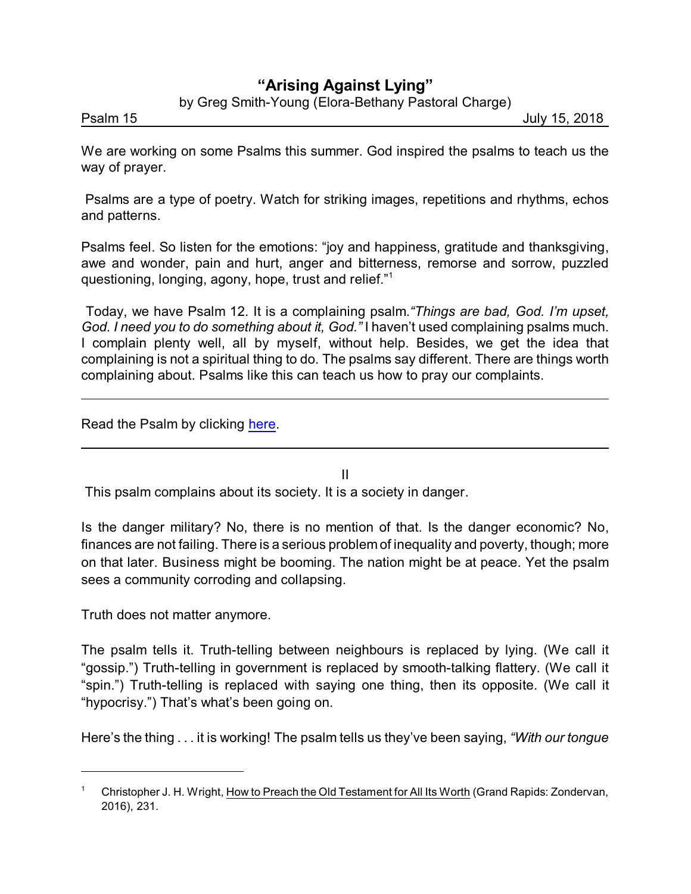# "Arising Against Lying"

by Greg Smith-Young (Elora-Bethany Pastoral Charge)

Psalm 15 July 15, 2018

We are working on some Psalms this summer. God inspired the psalms to teach us the way of prayer.

Psalms are a type of poetry. Watch for striking images, repetitions and rhythms, echos and patterns.

Psalms feel. So listen for the emotions: "joy and happiness, gratitude and thanksgiving, awe and wonder, pain and hurt, anger and bitterness, remorse and sorrow, puzzled questioning, longing, agony, hope, trust and relief."[1]

Today, we have Psalm 12. It is a complaining psalm. *"Things are bad, God. I'm upset, God. I need you to do something about it, God."* I haven't used complaining psalms much. I complain plenty well, all by myself, without help. Besides, we get the idea that complaining is not a spiritual thing to do. The psalms say different. There are things worth complaining about. Psalms like this can teach us how to pray our complaints.

---

Read the Psalm by clicking here.

---

II

This psalm complains about its society. It is a society in danger.

Is the danger military? No, there is no mention of that. Is the danger economic? No, finances are not failing. There is a serious problem of inequality and poverty, though; more on that later. Business might be booming. The nation might be at peace. Yet the psalm sees a community corroding and collapsing.

Truth does not matter anymore.

The psalm tells it. Truth-telling between neighbours is replaced by lying. (We call it "gossip.") Truth-telling in government is replaced by smooth-talking flattery. (We call it "spin.") Truth-telling is replaced with saying one thing, then its opposite. (We call it "hypocrisy.") That's what's been going on.

Here's the thing . . . it is working! The psalm tells us they've been saying, *"With our tongue*

---

[1] Christopher J. H. Wright, How to Preach the Old Testament for All Its Worth (Grand Rapids: Zondervan, 2016), 231.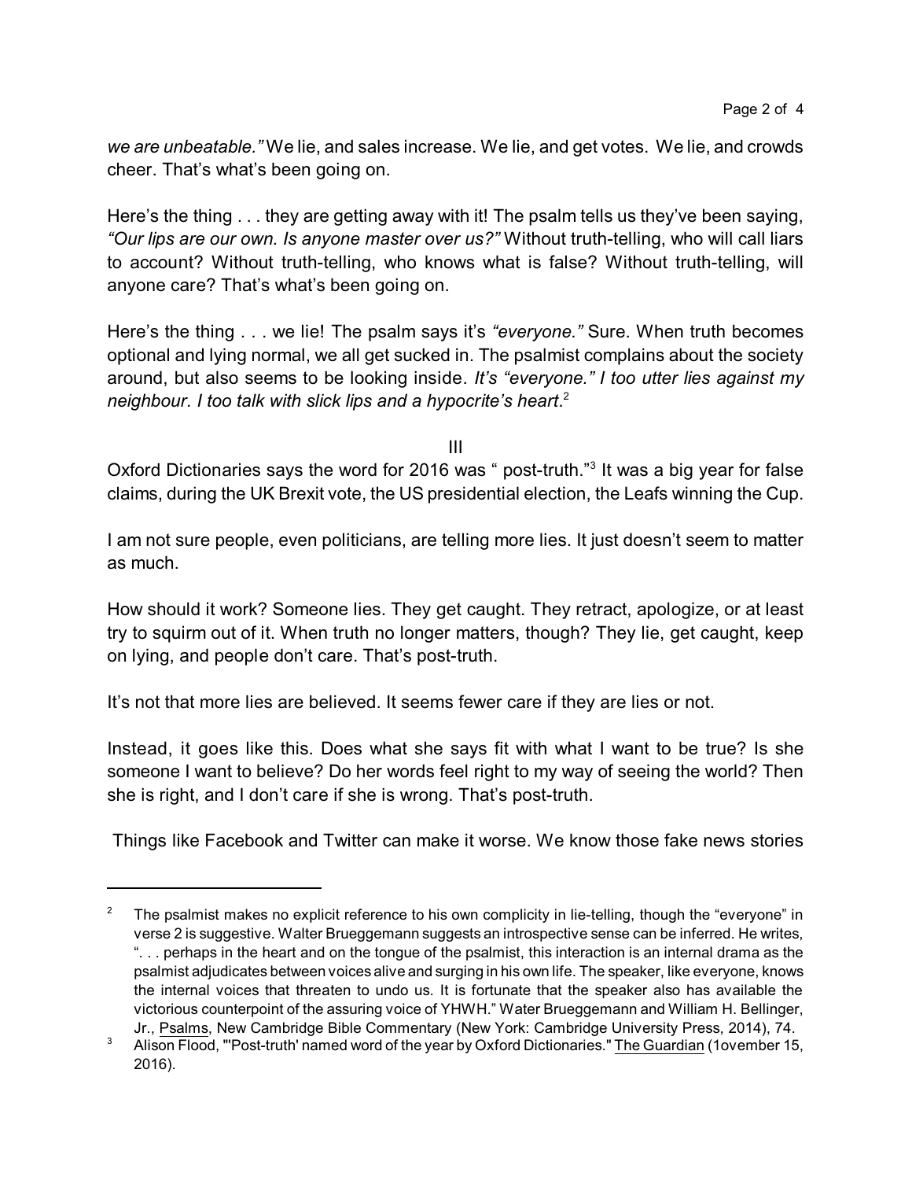*we are unbeatable."* We lie, and sales increase. We lie, and get votes. We lie, and crowds cheer. That's what's been going on.

Here's the thing . . . they are getting away with it! The psalm tells us they've been saying, *"Our lips are our own. Is anyone master over us?"* Without truth-telling, who will call liars to account? Without truth-telling, who knows what is false? Without truth-telling, will anyone care? That's what's been going on.

Here's the thing . . . we lie! The psalm says it's *"everyone."* Sure. When truth becomes optional and lying normal, we all get sucked in. The psalmist complains about the society around, but also seems to be looking inside. *It's "everyone." I too utter lies against my neighbour. I too talk with slick lips and a hypocrite's heart*.[2]

III

Oxford Dictionaries says the word for 2016 was " post-truth."[3] It was a big year for false claims, during the UK Brexit vote, the US presidential election, the Leafs winning the Cup.

I am not sure people, even politicians, are telling more lies. It just doesn't seem to matter as much.

How should it work? Someone lies. They get caught. They retract, apologize, or at least try to squirm out of it. When truth no longer matters, though? They lie, get caught, keep on lying, and people don't care. That's post-truth.

It's not that more lies are believed. It seems fewer care if they are lies or not.

Instead, it goes like this. Does what she says fit with what I want to be true? Is she someone I want to believe? Do her words feel right to my way of seeing the world? Then she is right, and I don't care if she is wrong. That's post-truth.

Things like Facebook and Twitter can make it worse. We know those fake news stories

---

[2] The psalmist makes no explicit reference to his own complicity in lie-telling, though the "everyone" in verse 2 is suggestive. Walter Brueggemann suggests an introspective sense can be inferred. He writes, ". . . perhaps in the heart and on the tongue of the psalmist, this interaction is an internal drama as the psalmist adjudicates between voices alive and surging in his own life. The speaker, like everyone, knows the internal voices that threaten to undo us. It is fortunate that the speaker also has available the victorious counterpoint of the assuring voice of YHWH." Water Brueggemann and William H. Bellinger, Jr., Psalms, New Cambridge Bible Commentary (New York: Cambridge University Press, 2014), 74.

[3] Alison Flood, "'Post-truth' named word of the year by Oxford Dictionaries." The Guardian (1ovember 15, 2016).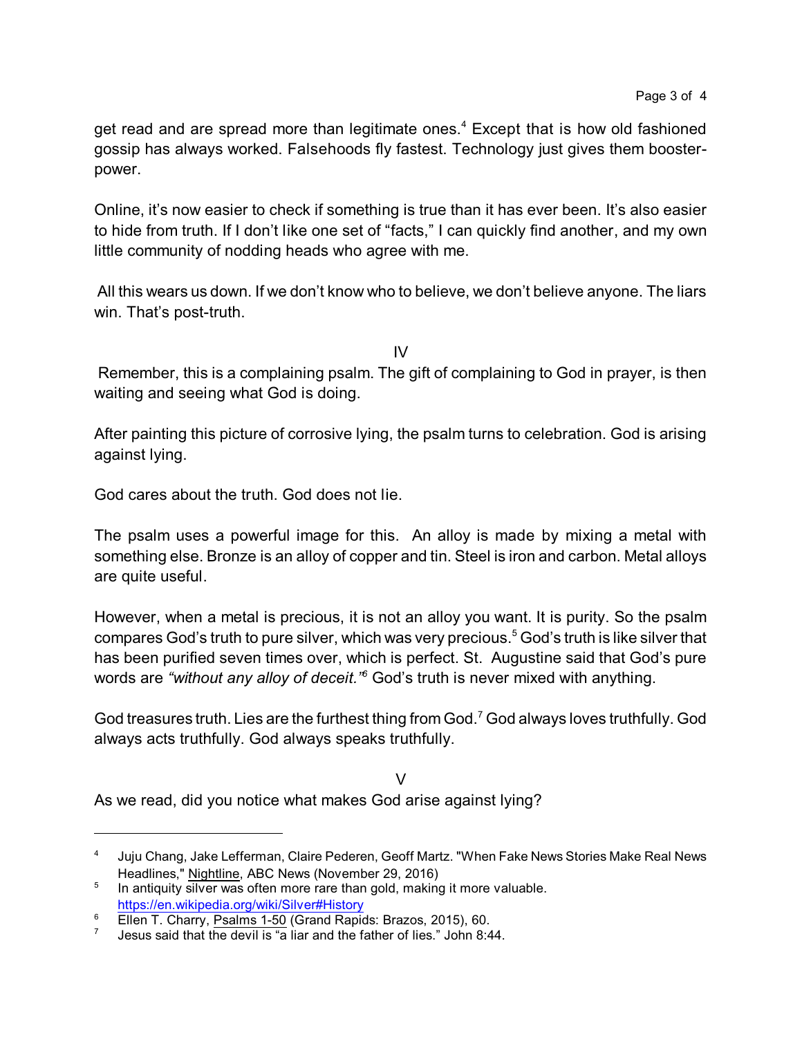get read and are spread more than legitimate ones.[4] Except that is how old fashioned gossip has always worked. Falsehoods fly fastest. Technology just gives them booster-power.

Online, it's now easier to check if something is true than it has ever been. It's also easier to hide from truth. If I don't like one set of "facts," I can quickly find another, and my own little community of nodding heads who agree with me.

All this wears us down. If we don't know who to believe, we don't believe anyone. The liars win. That's post-truth.

## IV

Remember, this is a complaining psalm. The gift of complaining to God in prayer, is then waiting and seeing what God is doing.

After painting this picture of corrosive lying, the psalm turns to celebration. God is arising against lying.

God cares about the truth. God does not lie.

The psalm uses a powerful image for this. An alloy is made by mixing a metal with something else. Bronze is an alloy of copper and tin. Steel is iron and carbon. Metal alloys are quite useful.

However, when a metal is precious, it is not an alloy you want. It is purity. So the psalm compares God's truth to pure silver, which was very precious.[5] God's truth is like silver that has been purified seven times over, which is perfect. St. Augustine said that God's pure words are *"without any alloy of deceit."*[6] God's truth is never mixed with anything.

God treasures truth. Lies are the furthest thing from God.[7] God always loves truthfully. God always acts truthfully. God always speaks truthfully.

## V

As we read, did you notice what makes God arise against lying?

---

[4] Juju Chang, Jake Lefferman, Claire Pederen, Geoff Martz. "When Fake News Stories Make Real News Headlines," Nightline, ABC News (November 29, 2016)

[5] In antiquity silver was often more rare than gold, making it more valuable. https://en.wikipedia.org/wiki/Silver#History

[6] Ellen T. Charry, Psalms 1-50 (Grand Rapids: Brazos, 2015), 60.

[7] Jesus said that the devil is "a liar and the father of lies." John 8:44.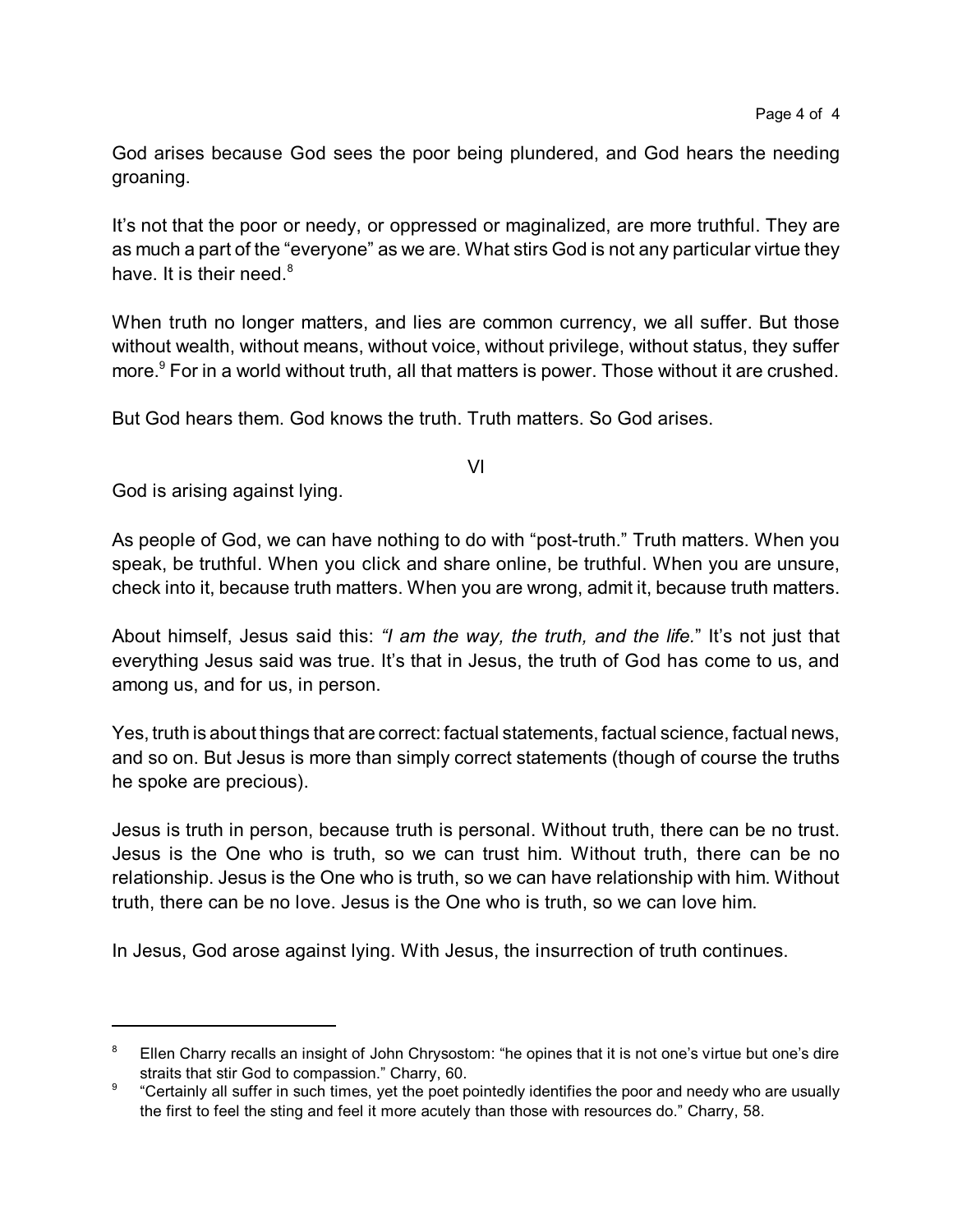God arises because God sees the poor being plundered, and God hears the needing groaning.

It's not that the poor or needy, or oppressed or maginalized, are more truthful. They are as much a part of the "everyone" as we are. What stirs God is not any particular virtue they have. It is their need.[8]

When truth no longer matters, and lies are common currency, we all suffer. But those without wealth, without means, without voice, without privilege, without status, they suffer more.[9] For in a world without truth, all that matters is power. Those without it are crushed.

But God hears them. God knows the truth. Truth matters. So God arises.

## VI

God is arising against lying.

As people of God, we can have nothing to do with "post-truth." Truth matters. When you speak, be truthful. When you click and share online, be truthful. When you are unsure, check into it, because truth matters. When you are wrong, admit it, because truth matters.

About himself, Jesus said this: *"I am the way, the truth, and the life.*" It's not just that everything Jesus said was true. It's that in Jesus, the truth of God has come to us, and among us, and for us, in person.

Yes, truth is about things that are correct: factual statements, factual science, factual news, and so on. But Jesus is more than simply correct statements (though of course the truths he spoke are precious).

Jesus is truth in person, because truth is personal. Without truth, there can be no trust. Jesus is the One who is truth, so we can trust him. Without truth, there can be no relationship. Jesus is the One who is truth, so we can have relationship with him. Without truth, there can be no love. Jesus is the One who is truth, so we can love him.

In Jesus, God arose against lying. With Jesus, the insurrection of truth continues.

---

[8] Ellen Charry recalls an insight of John Chrysostom: "he opines that it is not one's virtue but one's dire straits that stir God to compassion." Charry, 60.

[9] "Certainly all suffer in such times, yet the poet pointedly identifies the poor and needy who are usually the first to feel the sting and feel it more acutely than those with resources do." Charry, 58.